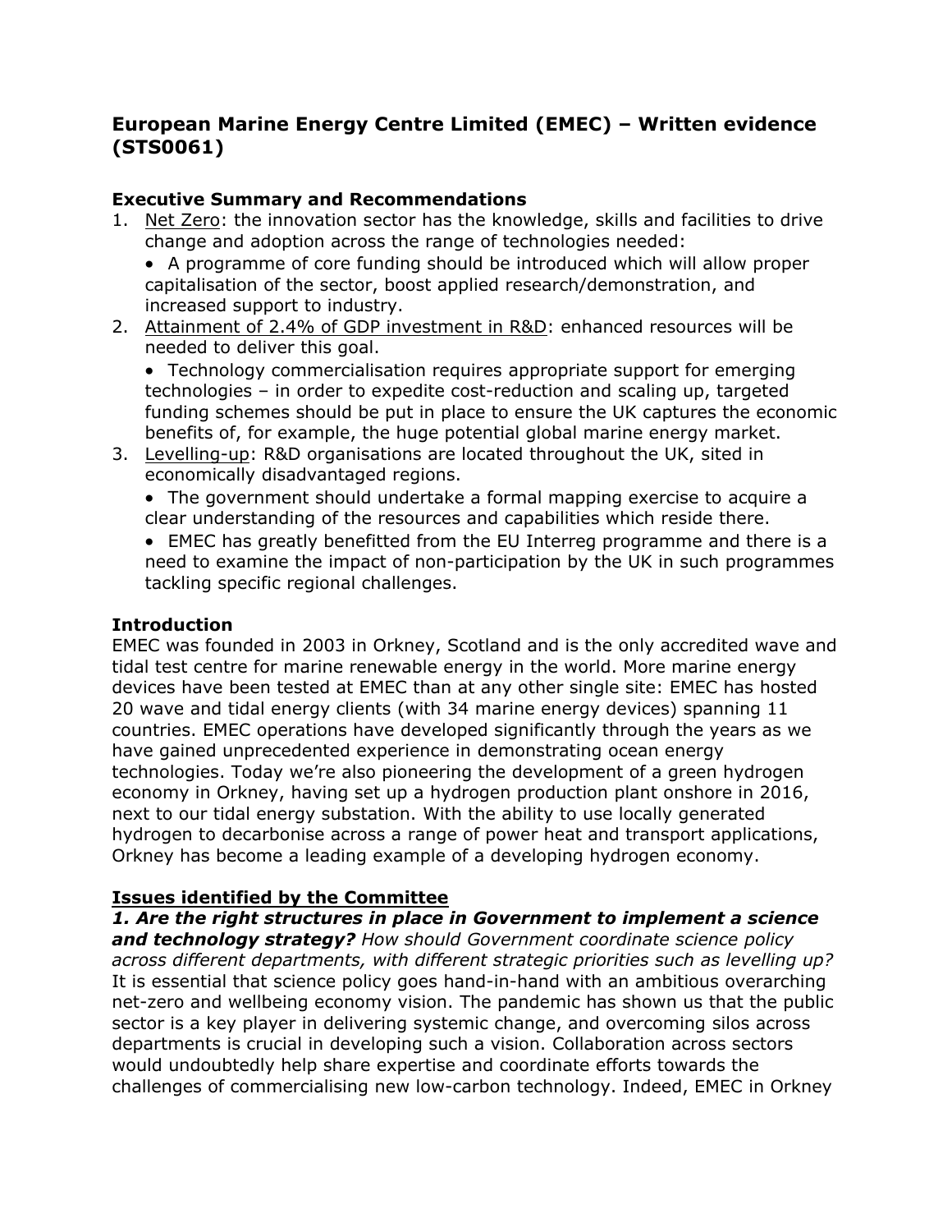## European Marine Energy Centre Limited (EMEC) – Written evidence (STS0061)

### Executive Summary and Recommendations

1. <u>Net Zero</u>: the innovation sector has the knowledge, skills and facilities to drive change and adoption across the range of technologies needed:
   - A programme of core funding should be introduced which will allow proper capitalisation of the sector, boost applied research/demonstration, and increased support to industry.
2. <u>Attainment of 2.4% of GDP investment in R&D</u>: enhanced resources will be needed to deliver this goal.
   - Technology commercialisation requires appropriate support for emerging technologies – in order to expedite cost-reduction and scaling up, targeted funding schemes should be put in place to ensure the UK captures the economic benefits of, for example, the huge potential global marine energy market.
3. <u>Levelling-up</u>: R&D organisations are located throughout the UK, sited in economically disadvantaged regions.
   - The government should undertake a formal mapping exercise to acquire a clear understanding of the resources and capabilities which reside there.
   - EMEC has greatly benefitted from the EU Interreg programme and there is a need to examine the impact of non-participation by the UK in such programmes tackling specific regional challenges.

### Introduction

EMEC was founded in 2003 in Orkney, Scotland and is the only accredited wave and tidal test centre for marine renewable energy in the world. More marine energy devices have been tested at EMEC than at any other single site: EMEC has hosted 20 wave and tidal energy clients (with 34 marine energy devices) spanning 11 countries. EMEC operations have developed significantly through the years as we have gained unprecedented experience in demonstrating ocean energy technologies. Today we're also pioneering the development of a green hydrogen economy in Orkney, having set up a hydrogen production plant onshore in 2016, next to our tidal energy substation. With the ability to use locally generated hydrogen to decarbonise across a range of power heat and transport applications, Orkney has become a leading example of a developing hydrogen economy.

### <u>Issues identified by the Committee</u>

***1. Are the right structures in place in Government to implement a science and technology strategy?*** *How should Government coordinate science policy across different departments, with different strategic priorities such as levelling up?*
It is essential that science policy goes hand-in-hand with an ambitious overarching net-zero and wellbeing economy vision. The pandemic has shown us that the public sector is a key player in delivering systemic change, and overcoming silos across departments is crucial in developing such a vision. Collaboration across sectors would undoubtedly help share expertise and coordinate efforts towards the challenges of commercialising new low-carbon technology. Indeed, EMEC in Orkney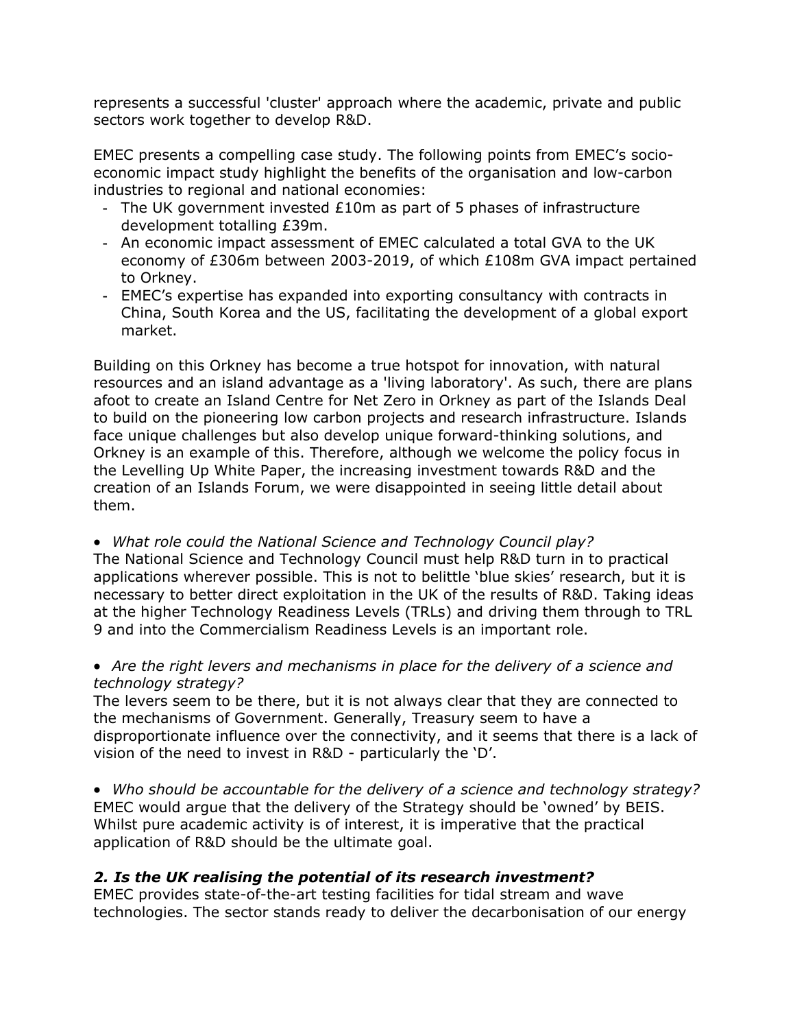represents a successful 'cluster' approach where the academic, private and public sectors work together to develop R&D.

EMEC presents a compelling case study. The following points from EMEC's socio-economic impact study highlight the benefits of the organisation and low-carbon industries to regional and national economies:

- The UK government invested £10m as part of 5 phases of infrastructure development totalling £39m.
- An economic impact assessment of EMEC calculated a total GVA to the UK economy of £306m between 2003-2019, of which £108m GVA impact pertained to Orkney.
- EMEC's expertise has expanded into exporting consultancy with contracts in China, South Korea and the US, facilitating the development of a global export market.

Building on this Orkney has become a true hotspot for innovation, with natural resources and an island advantage as a 'living laboratory'. As such, there are plans afoot to create an Island Centre for Net Zero in Orkney as part of the Islands Deal to build on the pioneering low carbon projects and research infrastructure. Islands face unique challenges but also develop unique forward-thinking solutions, and Orkney is an example of this. Therefore, although we welcome the policy focus in the Levelling Up White Paper, the increasing investment towards R&D and the creation of an Islands Forum, we were disappointed in seeing little detail about them.

- *What role could the National Science and Technology Council play?*

The National Science and Technology Council must help R&D turn in to practical applications wherever possible. This is not to belittle 'blue skies' research, but it is necessary to better direct exploitation in the UK of the results of R&D. Taking ideas at the higher Technology Readiness Levels (TRLs) and driving them through to TRL 9 and into the Commercialism Readiness Levels is an important role.

- *Are the right levers and mechanisms in place for the delivery of a science and technology strategy?*

The levers seem to be there, but it is not always clear that they are connected to the mechanisms of Government. Generally, Treasury seem to have a disproportionate influence over the connectivity, and it seems that there is a lack of vision of the need to invest in R&D - particularly the 'D'.

- *Who should be accountable for the delivery of a science and technology strategy?*

EMEC would argue that the delivery of the Strategy should be 'owned' by BEIS. Whilst pure academic activity is of interest, it is imperative that the practical application of R&D should be the ultimate goal.

### *2. Is the UK realising the potential of its research investment?*

EMEC provides state-of-the-art testing facilities for tidal stream and wave technologies. The sector stands ready to deliver the decarbonisation of our energy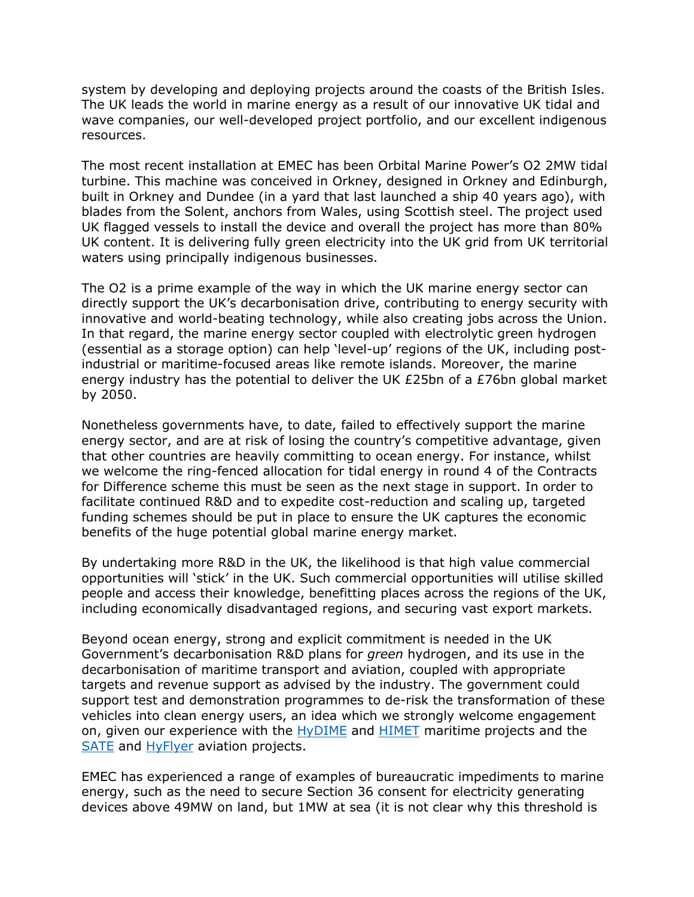system by developing and deploying projects around the coasts of the British Isles. The UK leads the world in marine energy as a result of our innovative UK tidal and wave companies, our well-developed project portfolio, and our excellent indigenous resources.

The most recent installation at EMEC has been Orbital Marine Power's O2 2MW tidal turbine. This machine was conceived in Orkney, designed in Orkney and Edinburgh, built in Orkney and Dundee (in a yard that last launched a ship 40 years ago), with blades from the Solent, anchors from Wales, using Scottish steel. The project used UK flagged vessels to install the device and overall the project has more than 80% UK content. It is delivering fully green electricity into the UK grid from UK territorial waters using principally indigenous businesses.

The O2 is a prime example of the way in which the UK marine energy sector can directly support the UK's decarbonisation drive, contributing to energy security with innovative and world-beating technology, while also creating jobs across the Union. In that regard, the marine energy sector coupled with electrolytic green hydrogen (essential as a storage option) can help 'level-up' regions of the UK, including post-industrial or maritime-focused areas like remote islands. Moreover, the marine energy industry has the potential to deliver the UK £25bn of a £76bn global market by 2050.

Nonetheless governments have, to date, failed to effectively support the marine energy sector, and are at risk of losing the country's competitive advantage, given that other countries are heavily committing to ocean energy. For instance, whilst we welcome the ring-fenced allocation for tidal energy in round 4 of the Contracts for Difference scheme this must be seen as the next stage in support. In order to facilitate continued R&D and to expedite cost-reduction and scaling up, targeted funding schemes should be put in place to ensure the UK captures the economic benefits of the huge potential global marine energy market.

By undertaking more R&D in the UK, the likelihood is that high value commercial opportunities will 'stick' in the UK. Such commercial opportunities will utilise skilled people and access their knowledge, benefitting places across the regions of the UK, including economically disadvantaged regions, and securing vast export markets.

Beyond ocean energy, strong and explicit commitment is needed in the UK Government's decarbonisation R&D plans for *green* hydrogen, and its use in the decarbonisation of maritime transport and aviation, coupled with appropriate targets and revenue support as advised by the industry. The government could support test and demonstration programmes to de-risk the transformation of these vehicles into clean energy users, an idea which we strongly welcome engagement on, given our experience with the HyDIME and HIMET maritime projects and the SATE and HyFlyer aviation projects.

EMEC has experienced a range of examples of bureaucratic impediments to marine energy, such as the need to secure Section 36 consent for electricity generating devices above 49MW on land, but 1MW at sea (it is not clear why this threshold is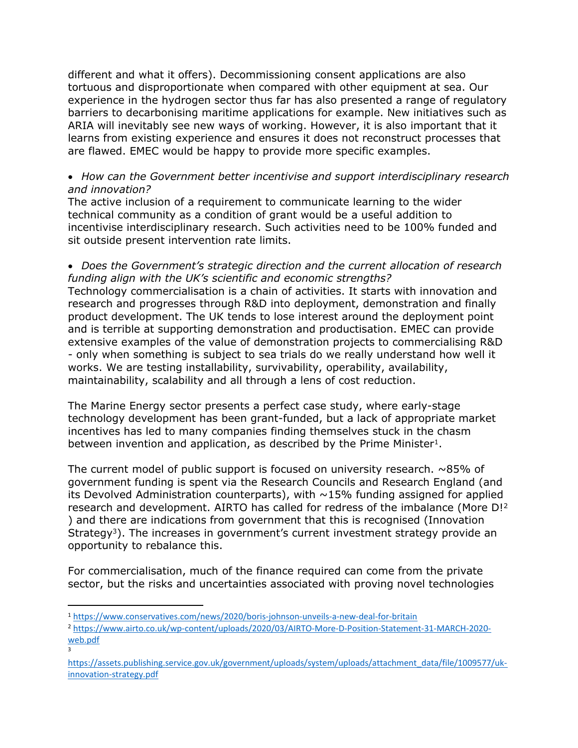different and what it offers). Decommissioning consent applications are also tortuous and disproportionate when compared with other equipment at sea. Our experience in the hydrogen sector thus far has also presented a range of regulatory barriers to decarbonising maritime applications for example. New initiatives such as ARIA will inevitably see new ways of working. However, it is also important that it learns from existing experience and ensures it does not reconstruct processes that are flawed. EMEC would be happy to provide more specific examples.

- *How can the Government better incentivise and support interdisciplinary research and innovation?*

The active inclusion of a requirement to communicate learning to the wider technical community as a condition of grant would be a useful addition to incentivise interdisciplinary research. Such activities need to be 100% funded and sit outside present intervention rate limits.

- *Does the Government's strategic direction and the current allocation of research funding align with the UK's scientific and economic strengths?*

Technology commercialisation is a chain of activities. It starts with innovation and research and progresses through R&D into deployment, demonstration and finally product development. The UK tends to lose interest around the deployment point and is terrible at supporting demonstration and productisation. EMEC can provide extensive examples of the value of demonstration projects to commercialising R&D - only when something is subject to sea trials do we really understand how well it works. We are testing installability, survivability, operability, availability, maintainability, scalability and all through a lens of cost reduction.

The Marine Energy sector presents a perfect case study, where early-stage technology development has been grant-funded, but a lack of appropriate market incentives has led to many companies finding themselves stuck in the chasm between invention and application, as described by the Prime Minister[1].

The current model of public support is focused on university research. ~85% of government funding is spent via the Research Councils and Research England (and its Devolved Administration counterparts), with ~15% funding assigned for applied research and development. AIRTO has called for redress of the imbalance (More D![2]) and there are indications from government that this is recognised (Innovation Strategy[3]). The increases in government's current investment strategy provide an opportunity to rebalance this.

For commercialisation, much of the finance required can come from the private sector, but the risks and uncertainties associated with proving novel technologies

---

[1] https://www.conservatives.com/news/2020/boris-johnson-unveils-a-new-deal-for-britain

[2] https://www.airto.co.uk/wp-content/uploads/2020/03/AIRTO-More-D-Position-Statement-31-MARCH-2020-web.pdf

[3] https://assets.publishing.service.gov.uk/government/uploads/system/uploads/attachment_data/file/1009577/uk-innovation-strategy.pdf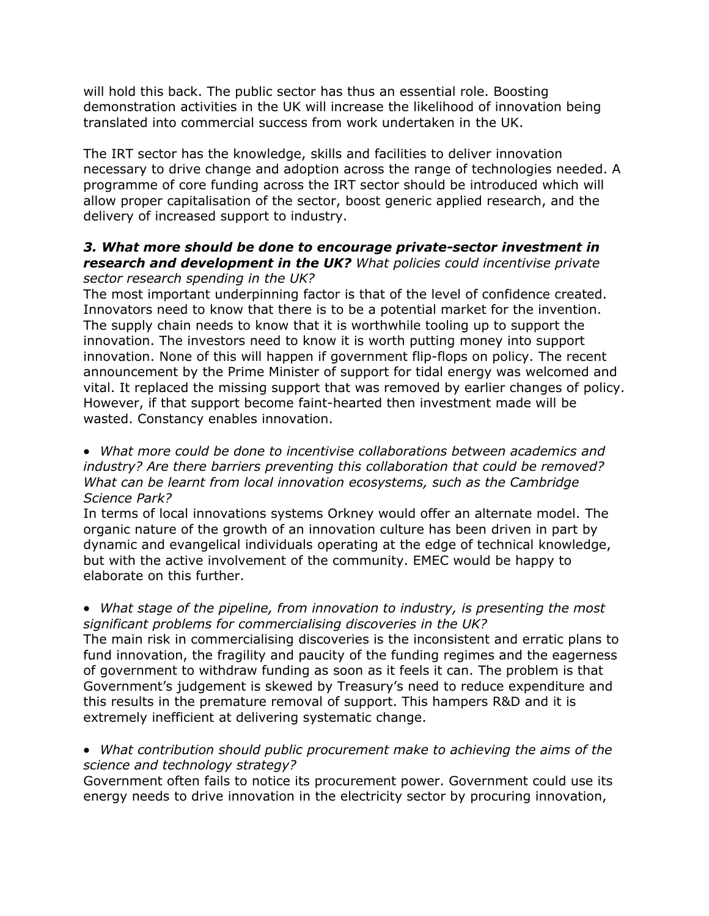will hold this back. The public sector has thus an essential role. Boosting demonstration activities in the UK will increase the likelihood of innovation being translated into commercial success from work undertaken in the UK.

The IRT sector has the knowledge, skills and facilities to deliver innovation necessary to drive change and adoption across the range of technologies needed. A programme of core funding across the IRT sector should be introduced which will allow proper capitalisation of the sector, boost generic applied research, and the delivery of increased support to industry.

***3. What more should be done to encourage private-sector investment in research and development in the UK?*** *What policies could incentivise private sector research spending in the UK?*

The most important underpinning factor is that of the level of confidence created. Innovators need to know that there is to be a potential market for the invention. The supply chain needs to know that it is worthwhile tooling up to support the innovation. The investors need to know it is worth putting money into support innovation. None of this will happen if government flip-flops on policy. The recent announcement by the Prime Minister of support for tidal energy was welcomed and vital. It replaced the missing support that was removed by earlier changes of policy. However, if that support become faint-hearted then investment made will be wasted. Constancy enables innovation.

- *What more could be done to incentivise collaborations between academics and industry? Are there barriers preventing this collaboration that could be removed? What can be learnt from local innovation ecosystems, such as the Cambridge Science Park?*

In terms of local innovations systems Orkney would offer an alternate model. The organic nature of the growth of an innovation culture has been driven in part by dynamic and evangelical individuals operating at the edge of technical knowledge, but with the active involvement of the community. EMEC would be happy to elaborate on this further.

- *What stage of the pipeline, from innovation to industry, is presenting the most significant problems for commercialising discoveries in the UK?*

The main risk in commercialising discoveries is the inconsistent and erratic plans to fund innovation, the fragility and paucity of the funding regimes and the eagerness of government to withdraw funding as soon as it feels it can. The problem is that Government's judgement is skewed by Treasury's need to reduce expenditure and this results in the premature removal of support. This hampers R&D and it is extremely inefficient at delivering systematic change.

- *What contribution should public procurement make to achieving the aims of the science and technology strategy?*

Government often fails to notice its procurement power. Government could use its energy needs to drive innovation in the electricity sector by procuring innovation,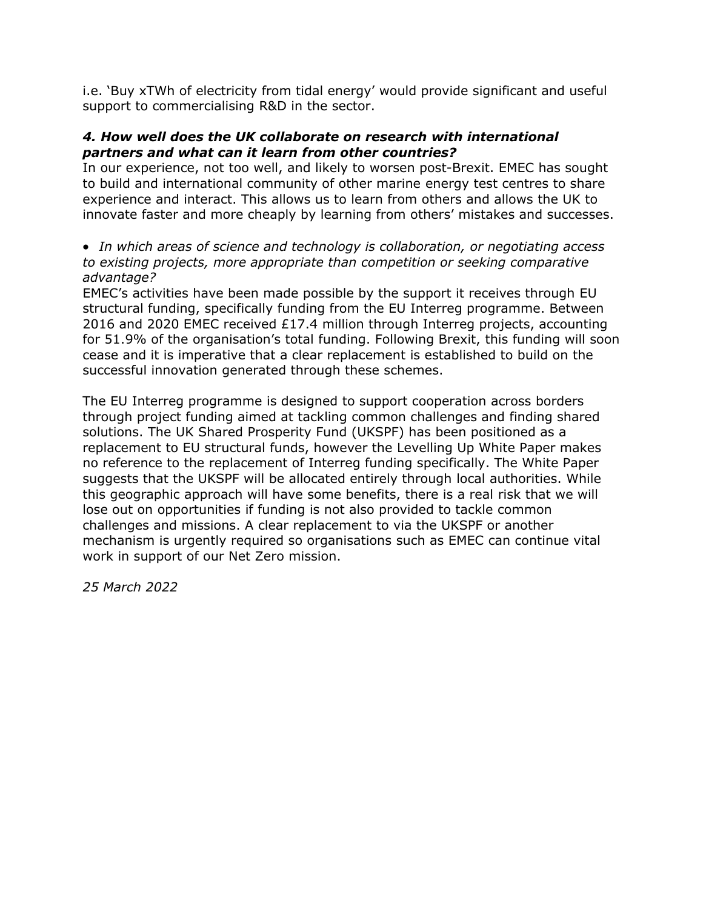i.e. 'Buy xTWh of electricity from tidal energy' would provide significant and useful support to commercialising R&D in the sector.

***4. How well does the UK collaborate on research with international partners and what can it learn from other countries?***

In our experience, not too well, and likely to worsen post-Brexit. EMEC has sought to build and international community of other marine energy test centres to share experience and interact. This allows us to learn from others and allows the UK to innovate faster and more cheaply by learning from others' mistakes and successes.

- *In which areas of science and technology is collaboration, or negotiating access to existing projects, more appropriate than competition or seeking comparative advantage?*

EMEC's activities have been made possible by the support it receives through EU structural funding, specifically funding from the EU Interreg programme. Between 2016 and 2020 EMEC received £17.4 million through Interreg projects, accounting for 51.9% of the organisation's total funding. Following Brexit, this funding will soon cease and it is imperative that a clear replacement is established to build on the successful innovation generated through these schemes.

The EU Interreg programme is designed to support cooperation across borders through project funding aimed at tackling common challenges and finding shared solutions. The UK Shared Prosperity Fund (UKSPF) has been positioned as a replacement to EU structural funds, however the Levelling Up White Paper makes no reference to the replacement of Interreg funding specifically. The White Paper suggests that the UKSPF will be allocated entirely through local authorities. While this geographic approach will have some benefits, there is a real risk that we will lose out on opportunities if funding is not also provided to tackle common challenges and missions. A clear replacement to via the UKSPF or another mechanism is urgently required so organisations such as EMEC can continue vital work in support of our Net Zero mission.

*25 March 2022*